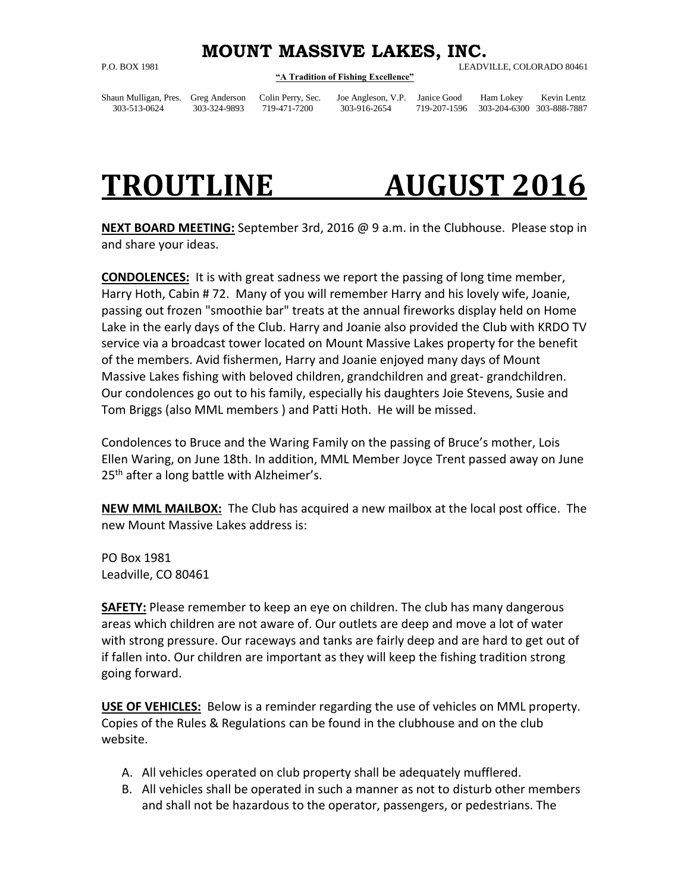# MOUNT MASSIVE LAKES, INC.

P.O. BOX 1981 LEADVILLE, COLORADO 80461

**"A Tradition of Fishing Excellence"**

| Shaun Mulligan, Pres. | Greg Anderson | Colin Perry, Sec. | Joe Angleson, V.P. | Janice Good | Ham Lokey | Kevin Lentz |
|---|---|---|---|---|---|---|
| 303-513-0624 | 303-324-9893 | 719-471-7200 | 303-916-2654 | 719-207-1596 | 303-204-6300 | 303-888-7887 |

# TROUTLINE AUGUST 2016

**NEXT BOARD MEETING:** September 3rd, 2016 @ 9 a.m. in the Clubhouse. Please stop in and share your ideas.

**CONDOLENCES:** It is with great sadness we report the passing of long time member, Harry Hoth, Cabin # 72. Many of you will remember Harry and his lovely wife, Joanie, passing out frozen "smoothie bar" treats at the annual fireworks display held on Home Lake in the early days of the Club. Harry and Joanie also provided the Club with KRDO TV service via a broadcast tower located on Mount Massive Lakes property for the benefit of the members. Avid fishermen, Harry and Joanie enjoyed many days of Mount Massive Lakes fishing with beloved children, grandchildren and great- grandchildren. Our condolences go out to his family, especially his daughters Joie Stevens, Susie and Tom Briggs (also MML members ) and Patti Hoth. He will be missed.

Condolences to Bruce and the Waring Family on the passing of Bruce's mother, Lois Ellen Waring, on June 18th. In addition, MML Member Joyce Trent passed away on June 25th after a long battle with Alzheimer's.

**NEW MML MAILBOX:** The Club has acquired a new mailbox at the local post office. The new Mount Massive Lakes address is:

PO Box 1981
Leadville, CO 80461

**SAFETY:** Please remember to keep an eye on children. The club has many dangerous areas which children are not aware of. Our outlets are deep and move a lot of water with strong pressure. Our raceways and tanks are fairly deep and are hard to get out of if fallen into. Our children are important as they will keep the fishing tradition strong going forward.

**USE OF VEHICLES:** Below is a reminder regarding the use of vehicles on MML property. Copies of the Rules & Regulations can be found in the clubhouse and on the club website.

A. All vehicles operated on club property shall be adequately mufflered.
B. All vehicles shall be operated in such a manner as not to disturb other members and shall not be hazardous to the operator, passengers, or pedestrians. The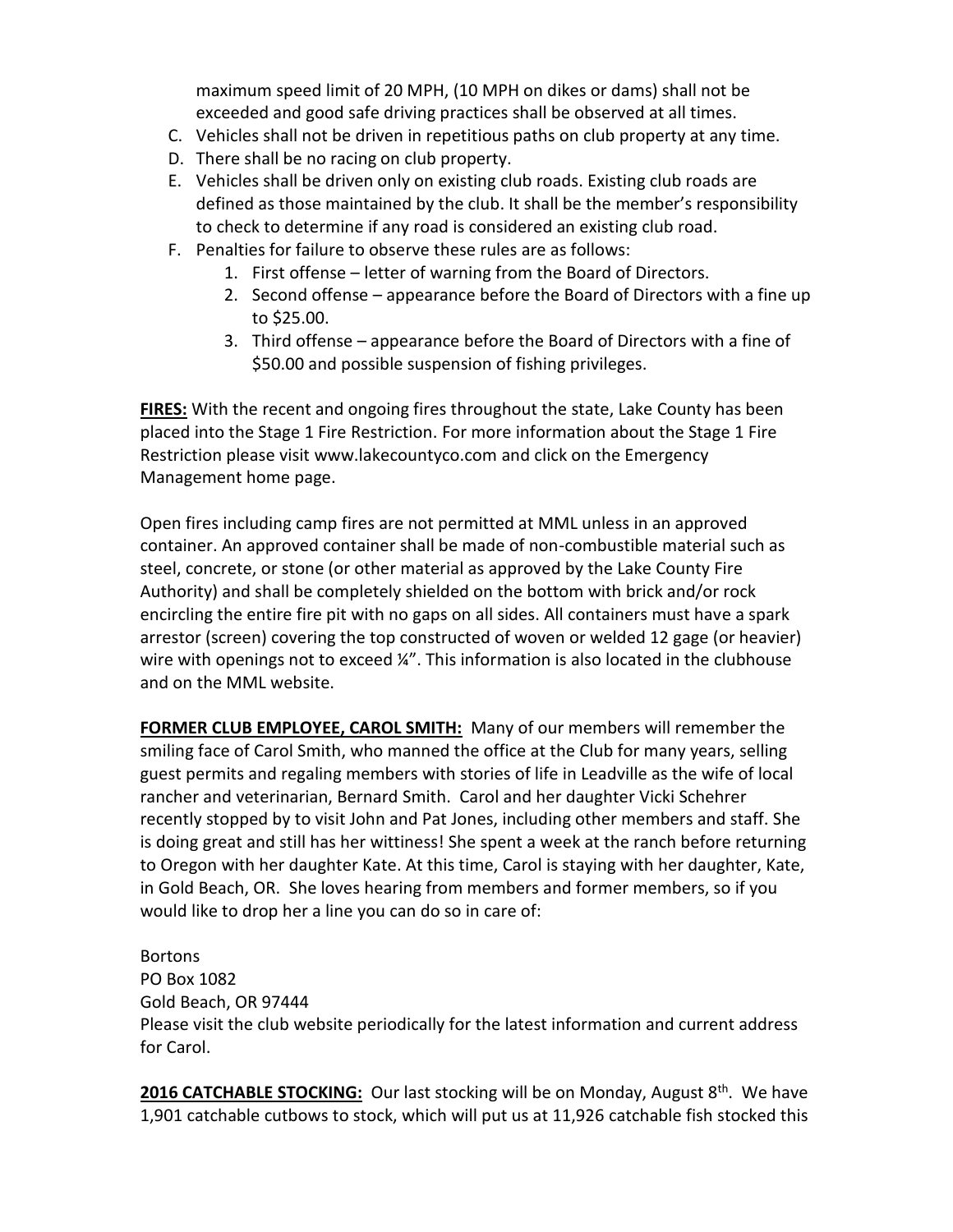maximum speed limit of 20 MPH, (10 MPH on dikes or dams) shall not be exceeded and good safe driving practices shall be observed at all times.

C. Vehicles shall not be driven in repetitious paths on club property at any time.
D. There shall be no racing on club property.
E. Vehicles shall be driven only on existing club roads. Existing club roads are defined as those maintained by the club. It shall be the member's responsibility to check to determine if any road is considered an existing club road.
F. Penalties for failure to observe these rules are as follows:
   1. First offense – letter of warning from the Board of Directors.
   2. Second offense – appearance before the Board of Directors with a fine up to $25.00.
   3. Third offense – appearance before the Board of Directors with a fine of $50.00 and possible suspension of fishing privileges.

**FIRES:** With the recent and ongoing fires throughout the state, Lake County has been placed into the Stage 1 Fire Restriction. For more information about the Stage 1 Fire Restriction please visit www.lakecountyco.com and click on the Emergency Management home page.

Open fires including camp fires are not permitted at MML unless in an approved container. An approved container shall be made of non-combustible material such as steel, concrete, or stone (or other material as approved by the Lake County Fire Authority) and shall be completely shielded on the bottom with brick and/or rock encircling the entire fire pit with no gaps on all sides. All containers must have a spark arrestor (screen) covering the top constructed of woven or welded 12 gage (or heavier) wire with openings not to exceed ¼". This information is also located in the clubhouse and on the MML website.

**FORMER CLUB EMPLOYEE, CAROL SMITH:** Many of our members will remember the smiling face of Carol Smith, who manned the office at the Club for many years, selling guest permits and regaling members with stories of life in Leadville as the wife of local rancher and veterinarian, Bernard Smith. Carol and her daughter Vicki Schehrer recently stopped by to visit John and Pat Jones, including other members and staff. She is doing great and still has her wittiness! She spent a week at the ranch before returning to Oregon with her daughter Kate. At this time, Carol is staying with her daughter, Kate, in Gold Beach, OR. She loves hearing from members and former members, so if you would like to drop her a line you can do so in care of:

Bortons
PO Box 1082
Gold Beach, OR 97444
Please visit the club website periodically for the latest information and current address for Carol.

**2016 CATCHABLE STOCKING:** Our last stocking will be on Monday, August 8th. We have 1,901 catchable cutbows to stock, which will put us at 11,926 catchable fish stocked this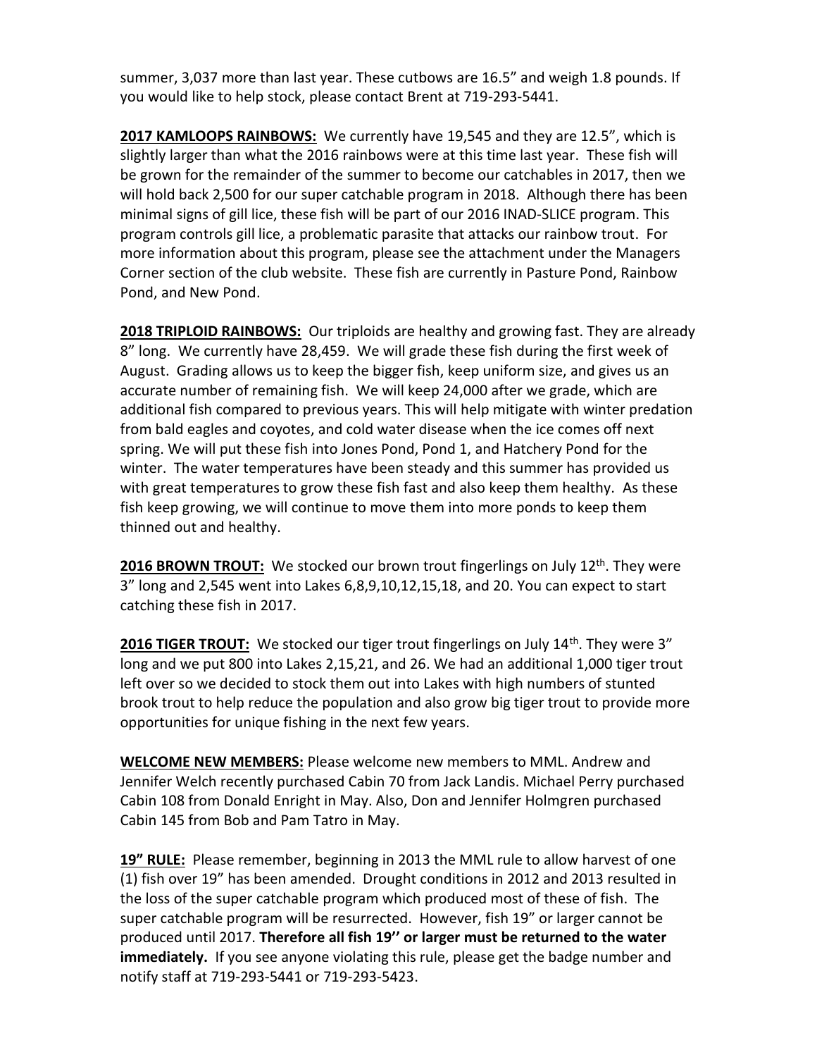summer, 3,037 more than last year. These cutbows are 16.5" and weigh 1.8 pounds. If you would like to help stock, please contact Brent at 719-293-5441.

**2017 KAMLOOPS RAINBOWS:** We currently have 19,545 and they are 12.5", which is slightly larger than what the 2016 rainbows were at this time last year. These fish will be grown for the remainder of the summer to become our catchables in 2017, then we will hold back 2,500 for our super catchable program in 2018. Although there has been minimal signs of gill lice, these fish will be part of our 2016 INAD-SLICE program. This program controls gill lice, a problematic parasite that attacks our rainbow trout. For more information about this program, please see the attachment under the Managers Corner section of the club website. These fish are currently in Pasture Pond, Rainbow Pond, and New Pond.

**2018 TRIPLOID RAINBOWS:** Our triploids are healthy and growing fast. They are already 8" long. We currently have 28,459. We will grade these fish during the first week of August. Grading allows us to keep the bigger fish, keep uniform size, and gives us an accurate number of remaining fish. We will keep 24,000 after we grade, which are additional fish compared to previous years. This will help mitigate with winter predation from bald eagles and coyotes, and cold water disease when the ice comes off next spring. We will put these fish into Jones Pond, Pond 1, and Hatchery Pond for the winter. The water temperatures have been steady and this summer has provided us with great temperatures to grow these fish fast and also keep them healthy. As these fish keep growing, we will continue to move them into more ponds to keep them thinned out and healthy.

**2016 BROWN TROUT:** We stocked our brown trout fingerlings on July 12th. They were 3" long and 2,545 went into Lakes 6,8,9,10,12,15,18, and 20. You can expect to start catching these fish in 2017.

**2016 TIGER TROUT:** We stocked our tiger trout fingerlings on July 14th. They were 3" long and we put 800 into Lakes 2,15,21, and 26. We had an additional 1,000 tiger trout left over so we decided to stock them out into Lakes with high numbers of stunted brook trout to help reduce the population and also grow big tiger trout to provide more opportunities for unique fishing in the next few years.

**WELCOME NEW MEMBERS:** Please welcome new members to MML. Andrew and Jennifer Welch recently purchased Cabin 70 from Jack Landis. Michael Perry purchased Cabin 108 from Donald Enright in May. Also, Don and Jennifer Holmgren purchased Cabin 145 from Bob and Pam Tatro in May.

**19" RULE:** Please remember, beginning in 2013 the MML rule to allow harvest of one (1) fish over 19" has been amended. Drought conditions in 2012 and 2013 resulted in the loss of the super catchable program which produced most of these of fish. The super catchable program will be resurrected. However, fish 19" or larger cannot be produced until 2017. **Therefore all fish 19'' or larger must be returned to the water immediately.** If you see anyone violating this rule, please get the badge number and notify staff at 719-293-5441 or 719-293-5423.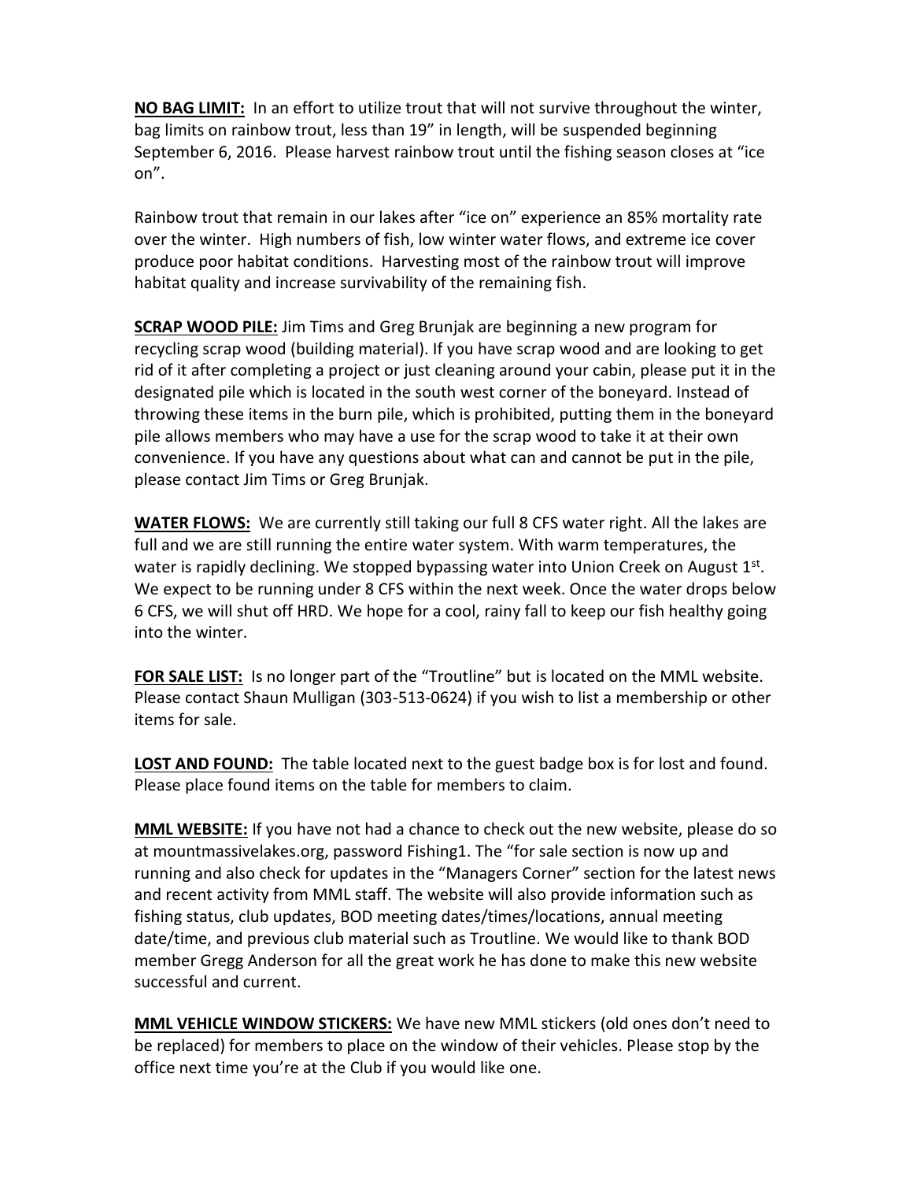**NO BAG LIMIT:** In an effort to utilize trout that will not survive throughout the winter, bag limits on rainbow trout, less than 19" in length, will be suspended beginning September 6, 2016. Please harvest rainbow trout until the fishing season closes at "ice on".

Rainbow trout that remain in our lakes after "ice on" experience an 85% mortality rate over the winter. High numbers of fish, low winter water flows, and extreme ice cover produce poor habitat conditions. Harvesting most of the rainbow trout will improve habitat quality and increase survivability of the remaining fish.

**SCRAP WOOD PILE:** Jim Tims and Greg Brunjak are beginning a new program for recycling scrap wood (building material). If you have scrap wood and are looking to get rid of it after completing a project or just cleaning around your cabin, please put it in the designated pile which is located in the south west corner of the boneyard. Instead of throwing these items in the burn pile, which is prohibited, putting them in the boneyard pile allows members who may have a use for the scrap wood to take it at their own convenience. If you have any questions about what can and cannot be put in the pile, please contact Jim Tims or Greg Brunjak.

**WATER FLOWS:** We are currently still taking our full 8 CFS water right. All the lakes are full and we are still running the entire water system. With warm temperatures, the water is rapidly declining. We stopped bypassing water into Union Creek on August 1st. We expect to be running under 8 CFS within the next week. Once the water drops below 6 CFS, we will shut off HRD. We hope for a cool, rainy fall to keep our fish healthy going into the winter.

**FOR SALE LIST:** Is no longer part of the "Troutline" but is located on the MML website. Please contact Shaun Mulligan (303-513-0624) if you wish to list a membership or other items for sale.

**LOST AND FOUND:** The table located next to the guest badge box is for lost and found. Please place found items on the table for members to claim.

**MML WEBSITE:** If you have not had a chance to check out the new website, please do so at mountmassivelakes.org, password Fishing1. The "for sale section is now up and running and also check for updates in the "Managers Corner" section for the latest news and recent activity from MML staff. The website will also provide information such as fishing status, club updates, BOD meeting dates/times/locations, annual meeting date/time, and previous club material such as Troutline. We would like to thank BOD member Gregg Anderson for all the great work he has done to make this new website successful and current.

**MML VEHICLE WINDOW STICKERS:** We have new MML stickers (old ones don't need to be replaced) for members to place on the window of their vehicles. Please stop by the office next time you're at the Club if you would like one.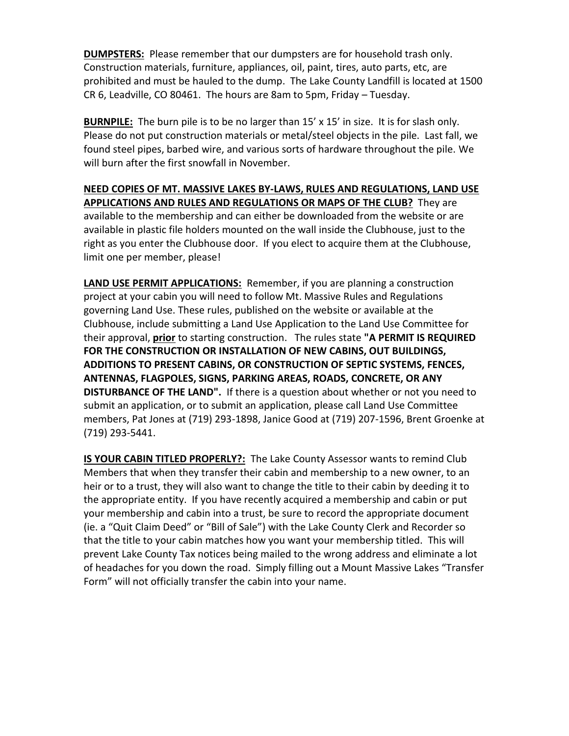**DUMPSTERS:** Please remember that our dumpsters are for household trash only. Construction materials, furniture, appliances, oil, paint, tires, auto parts, etc, are prohibited and must be hauled to the dump. The Lake County Landfill is located at 1500 CR 6, Leadville, CO 80461. The hours are 8am to 5pm, Friday – Tuesday.

**BURNPILE:** The burn pile is to be no larger than 15' x 15' in size. It is for slash only. Please do not put construction materials or metal/steel objects in the pile. Last fall, we found steel pipes, barbed wire, and various sorts of hardware throughout the pile. We will burn after the first snowfall in November.

**NEED COPIES OF MT. MASSIVE LAKES BY-LAWS, RULES AND REGULATIONS, LAND USE APPLICATIONS AND RULES AND REGULATIONS OR MAPS OF THE CLUB?** They are available to the membership and can either be downloaded from the website or are available in plastic file holders mounted on the wall inside the Clubhouse, just to the right as you enter the Clubhouse door. If you elect to acquire them at the Clubhouse, limit one per member, please!

**LAND USE PERMIT APPLICATIONS:** Remember, if you are planning a construction project at your cabin you will need to follow Mt. Massive Rules and Regulations governing Land Use. These rules, published on the website or available at the Clubhouse, include submitting a Land Use Application to the Land Use Committee for their approval, **prior** to starting construction. The rules state **"A PERMIT IS REQUIRED FOR THE CONSTRUCTION OR INSTALLATION OF NEW CABINS, OUT BUILDINGS, ADDITIONS TO PRESENT CABINS, OR CONSTRUCTION OF SEPTIC SYSTEMS, FENCES, ANTENNAS, FLAGPOLES, SIGNS, PARKING AREAS, ROADS, CONCRETE, OR ANY DISTURBANCE OF THE LAND".** If there is a question about whether or not you need to submit an application, or to submit an application, please call Land Use Committee members, Pat Jones at (719) 293-1898, Janice Good at (719) 207-1596, Brent Groenke at (719) 293-5441.

**IS YOUR CABIN TITLED PROPERLY?:** The Lake County Assessor wants to remind Club Members that when they transfer their cabin and membership to a new owner, to an heir or to a trust, they will also want to change the title to their cabin by deeding it to the appropriate entity. If you have recently acquired a membership and cabin or put your membership and cabin into a trust, be sure to record the appropriate document (ie. a "Quit Claim Deed" or "Bill of Sale") with the Lake County Clerk and Recorder so that the title to your cabin matches how you want your membership titled. This will prevent Lake County Tax notices being mailed to the wrong address and eliminate a lot of headaches for you down the road. Simply filling out a Mount Massive Lakes "Transfer Form" will not officially transfer the cabin into your name.